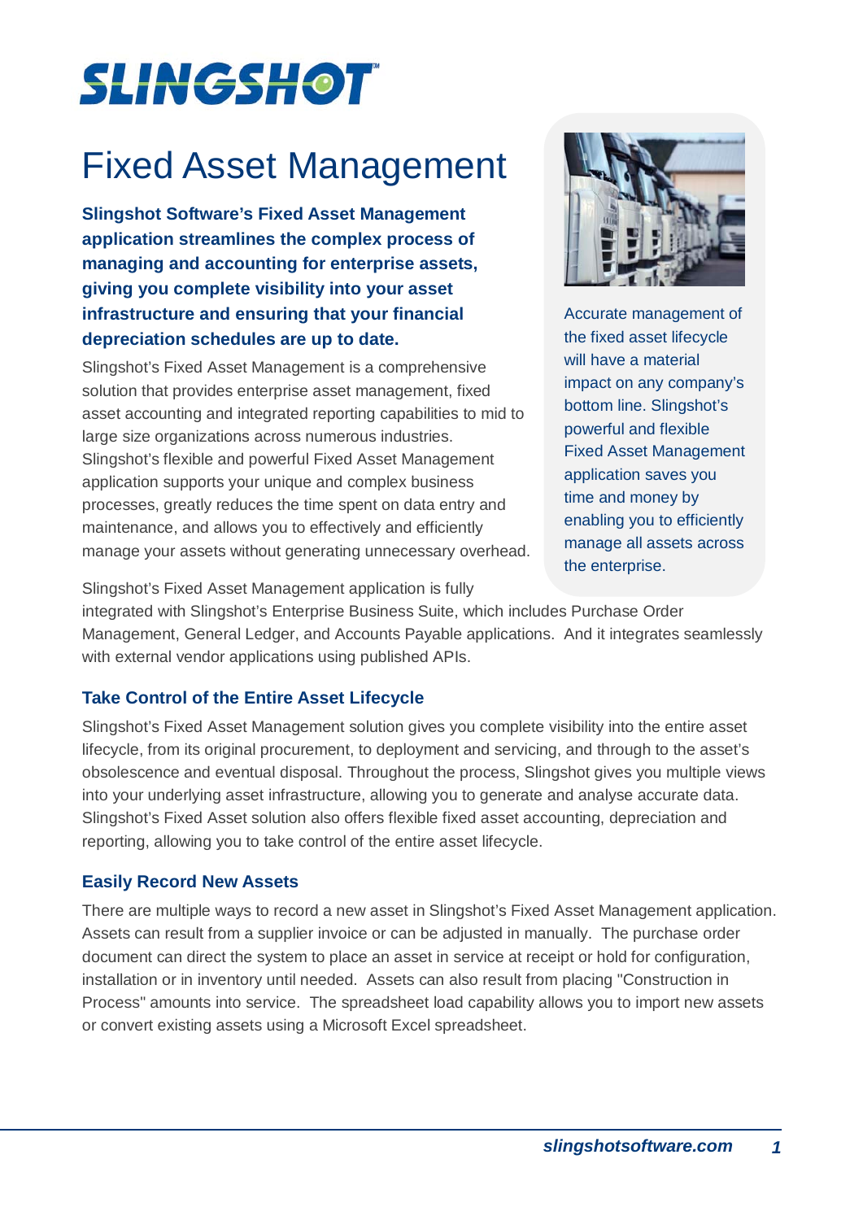SLINGSHOT™

# Fixed Asset Management

**Slingshot Software's Fixed Asset Management application streamlines the complex process of managing and accounting for enterprise assets, giving you complete visibility into your asset infrastructure and ensuring that your financial depreciation schedules are up to date.**

Slingshot's Fixed Asset Management is a comprehensive solution that provides enterprise asset management, fixed asset accounting and integrated reporting capabilities to mid to large size organizations across numerous industries. Slingshot's flexible and powerful Fixed Asset Management application supports your unique and complex business processes, greatly reduces the time spent on data entry and maintenance, and allows you to effectively and efficiently manage your assets without generating unnecessary overhead.

Accurate management of the fixed asset lifecycle will have a material impact on any company's bottom line. Slingshot's powerful and flexible Fixed Asset Management application saves you time and money by enabling you to efficiently manage all assets across the enterprise.

Slingshot's Fixed Asset Management application is fully integrated with Slingshot's Enterprise Business Suite, which includes Purchase Order Management, General Ledger, and Accounts Payable applications. And it integrates seamlessly with external vendor applications using published APIs.

## Take Control of the Entire Asset Lifecycle

Slingshot's Fixed Asset Management solution gives you complete visibility into the entire asset lifecycle, from its original procurement, to deployment and servicing, and through to the asset's obsolescence and eventual disposal. Throughout the process, Slingshot gives you multiple views into your underlying asset infrastructure, allowing you to generate and analyse accurate data. Slingshot's Fixed Asset solution also offers flexible fixed asset accounting, depreciation and reporting, allowing you to take control of the entire asset lifecycle.

## Easily Record New Assets

There are multiple ways to record a new asset in Slingshot's Fixed Asset Management application. Assets can result from a supplier invoice or can be adjusted in manually. The purchase order document can direct the system to place an asset in service at receipt or hold for configuration, installation or in inventory until needed. Assets can also result from placing "Construction in Process" amounts into service. The spreadsheet load capability allows you to import new assets or convert existing assets using a Microsoft Excel spreadsheet.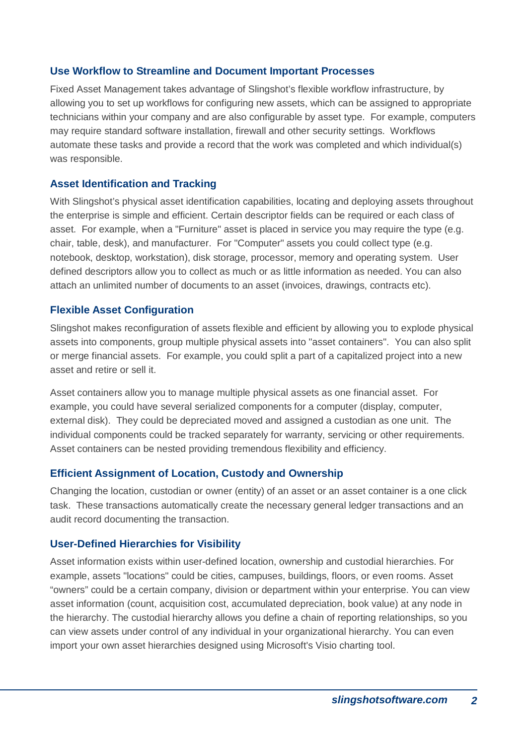### Use Workflow to Streamline and Document Important Processes

Fixed Asset Management takes advantage of Slingshot's flexible workflow infrastructure, by allowing you to set up workflows for configuring new assets, which can be assigned to appropriate technicians within your company and are also configurable by asset type. For example, computers may require standard software installation, firewall and other security settings. Workflows automate these tasks and provide a record that the work was completed and which individual(s) was responsible.

### Asset Identification and Tracking

With Slingshot's physical asset identification capabilities, locating and deploying assets throughout the enterprise is simple and efficient. Certain descriptor fields can be required or each class of asset. For example, when a "Furniture" asset is placed in service you may require the type (e.g. chair, table, desk), and manufacturer. For "Computer" assets you could collect type (e.g. notebook, desktop, workstation), disk storage, processor, memory and operating system. User defined descriptors allow you to collect as much or as little information as needed. You can also attach an unlimited number of documents to an asset (invoices, drawings, contracts etc).

### Flexible Asset Configuration

Slingshot makes reconfiguration of assets flexible and efficient by allowing you to explode physical assets into components, group multiple physical assets into "asset containers". You can also split or merge financial assets. For example, you could split a part of a capitalized project into a new asset and retire or sell it.

Asset containers allow you to manage multiple physical assets as one financial asset. For example, you could have several serialized components for a computer (display, computer, external disk). They could be depreciated moved and assigned a custodian as one unit. The individual components could be tracked separately for warranty, servicing or other requirements. Asset containers can be nested providing tremendous flexibility and efficiency.

### Efficient Assignment of Location, Custody and Ownership

Changing the location, custodian or owner (entity) of an asset or an asset container is a one click task. These transactions automatically create the necessary general ledger transactions and an audit record documenting the transaction.

### User-Defined Hierarchies for Visibility

Asset information exists within user-defined location, ownership and custodial hierarchies. For example, assets "locations" could be cities, campuses, buildings, floors, or even rooms. Asset "owners" could be a certain company, division or department within your enterprise. You can view asset information (count, acquisition cost, accumulated depreciation, book value) at any node in the hierarchy. The custodial hierarchy allows you define a chain of reporting relationships, so you can view assets under control of any individual in your organizational hierarchy. You can even import your own asset hierarchies designed using Microsoft's Visio charting tool.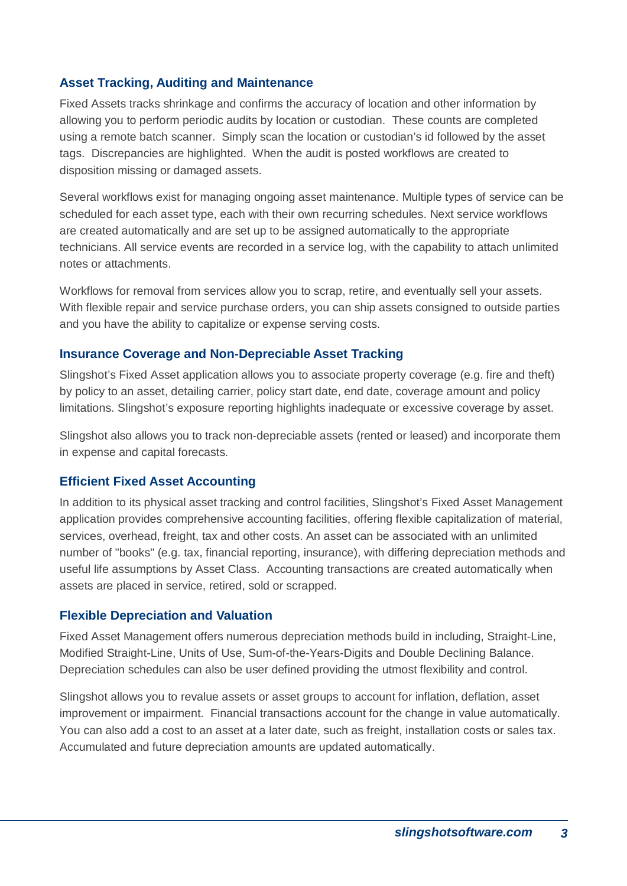### Asset Tracking, Auditing and Maintenance

Fixed Assets tracks shrinkage and confirms the accuracy of location and other information by allowing you to perform periodic audits by location or custodian. These counts are completed using a remote batch scanner. Simply scan the location or custodian's id followed by the asset tags. Discrepancies are highlighted. When the audit is posted workflows are created to disposition missing or damaged assets.

Several workflows exist for managing ongoing asset maintenance. Multiple types of service can be scheduled for each asset type, each with their own recurring schedules. Next service workflows are created automatically and are set up to be assigned automatically to the appropriate technicians. All service events are recorded in a service log, with the capability to attach unlimited notes or attachments.

Workflows for removal from services allow you to scrap, retire, and eventually sell your assets. With flexible repair and service purchase orders, you can ship assets consigned to outside parties and you have the ability to capitalize or expense serving costs.

### Insurance Coverage and Non-Depreciable Asset Tracking

Slingshot's Fixed Asset application allows you to associate property coverage (e.g. fire and theft) by policy to an asset, detailing carrier, policy start date, end date, coverage amount and policy limitations. Slingshot's exposure reporting highlights inadequate or excessive coverage by asset.

Slingshot also allows you to track non-depreciable assets (rented or leased) and incorporate them in expense and capital forecasts.

### Efficient Fixed Asset Accounting

In addition to its physical asset tracking and control facilities, Slingshot's Fixed Asset Management application provides comprehensive accounting facilities, offering flexible capitalization of material, services, overhead, freight, tax and other costs. An asset can be associated with an unlimited number of "books" (e.g. tax, financial reporting, insurance), with differing depreciation methods and useful life assumptions by Asset Class. Accounting transactions are created automatically when assets are placed in service, retired, sold or scrapped.

### Flexible Depreciation and Valuation

Fixed Asset Management offers numerous depreciation methods build in including, Straight-Line, Modified Straight-Line, Units of Use, Sum-of-the-Years-Digits and Double Declining Balance. Depreciation schedules can also be user defined providing the utmost flexibility and control.

Slingshot allows you to revalue assets or asset groups to account for inflation, deflation, asset improvement or impairment. Financial transactions account for the change in value automatically. You can also add a cost to an asset at a later date, such as freight, installation costs or sales tax. Accumulated and future depreciation amounts are updated automatically.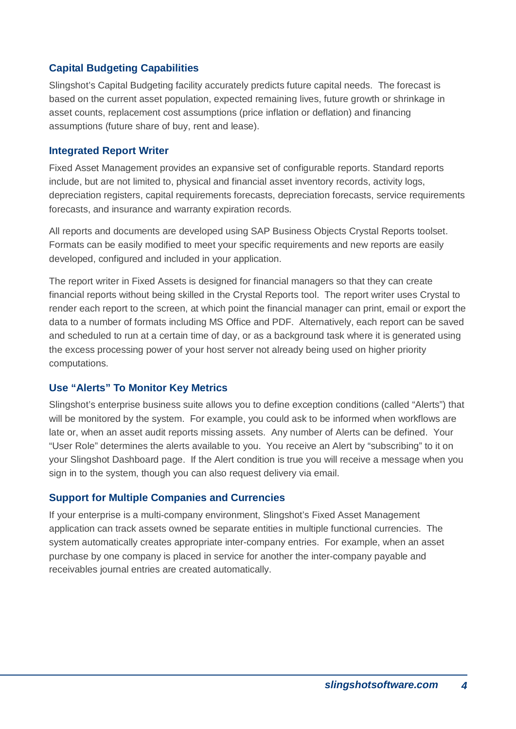### Capital Budgeting Capabilities

Slingshot's Capital Budgeting facility accurately predicts future capital needs. The forecast is based on the current asset population, expected remaining lives, future growth or shrinkage in asset counts, replacement cost assumptions (price inflation or deflation) and financing assumptions (future share of buy, rent and lease).

### Integrated Report Writer

Fixed Asset Management provides an expansive set of configurable reports. Standard reports include, but are not limited to, physical and financial asset inventory records, activity logs, depreciation registers, capital requirements forecasts, depreciation forecasts, service requirements forecasts, and insurance and warranty expiration records.

All reports and documents are developed using SAP Business Objects Crystal Reports toolset. Formats can be easily modified to meet your specific requirements and new reports are easily developed, configured and included in your application.

The report writer in Fixed Assets is designed for financial managers so that they can create financial reports without being skilled in the Crystal Reports tool. The report writer uses Crystal to render each report to the screen, at which point the financial manager can print, email or export the data to a number of formats including MS Office and PDF. Alternatively, each report can be saved and scheduled to run at a certain time of day, or as a background task where it is generated using the excess processing power of your host server not already being used on higher priority computations.

### Use "Alerts" To Monitor Key Metrics

Slingshot's enterprise business suite allows you to define exception conditions (called "Alerts") that will be monitored by the system. For example, you could ask to be informed when workflows are late or, when an asset audit reports missing assets. Any number of Alerts can be defined. Your "User Role" determines the alerts available to you. You receive an Alert by "subscribing" to it on your Slingshot Dashboard page. If the Alert condition is true you will receive a message when you sign in to the system, though you can also request delivery via email.

### Support for Multiple Companies and Currencies

If your enterprise is a multi-company environment, Slingshot's Fixed Asset Management application can track assets owned be separate entities in multiple functional currencies. The system automatically creates appropriate inter-company entries. For example, when an asset purchase by one company is placed in service for another the inter-company payable and receivables journal entries are created automatically.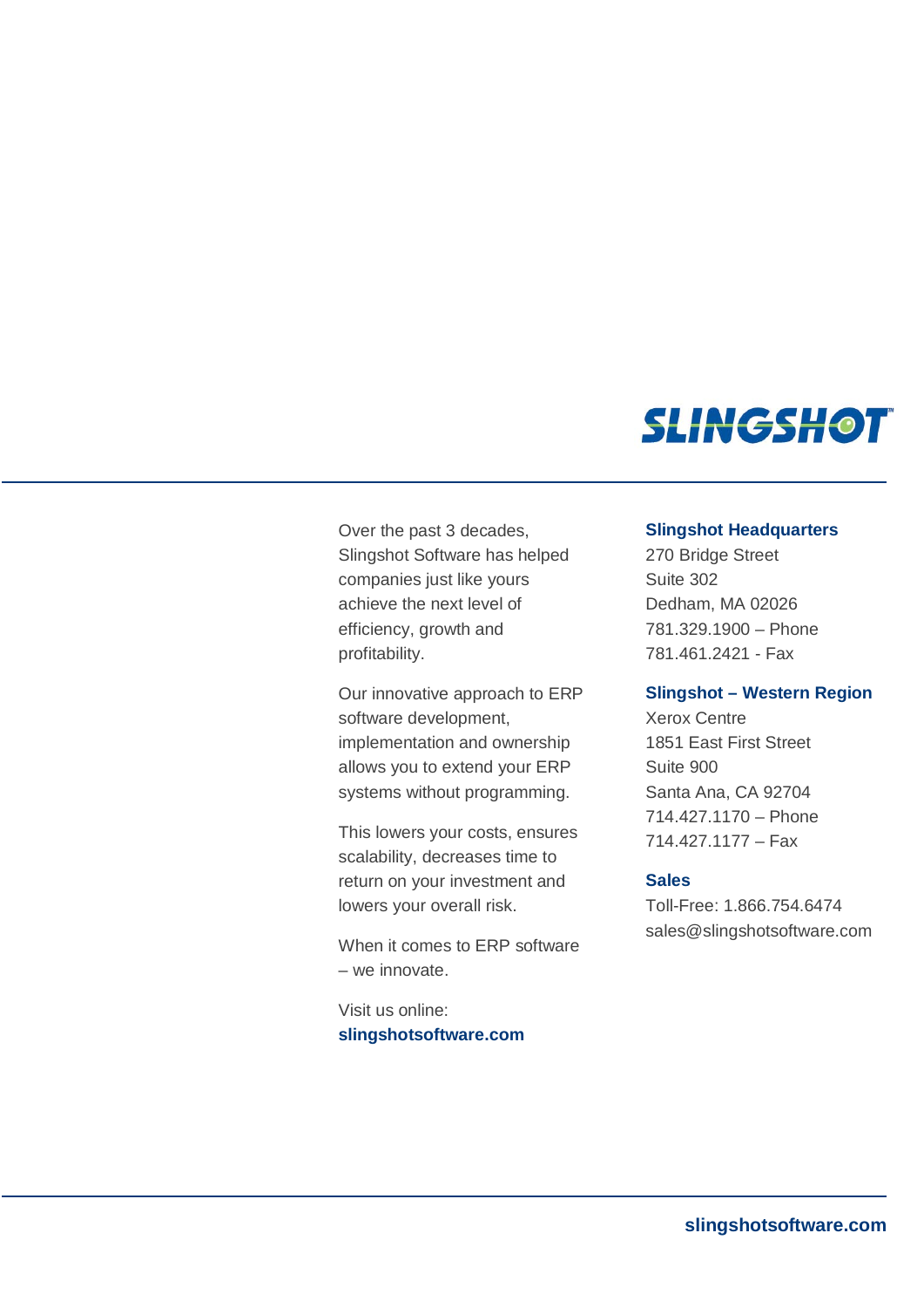SLINGSHOT

Over the past 3 decades, Slingshot Software has helped companies just like yours achieve the next level of efficiency, growth and profitability.

Our innovative approach to ERP software development, implementation and ownership allows you to extend your ERP systems without programming.

This lowers your costs, ensures scalability, decreases time to return on your investment and lowers your overall risk.

When it comes to ERP software – we innovate.

Visit us online:
**slingshotsoftware.com**

**Slingshot Headquarters**
270 Bridge Street
Suite 302
Dedham, MA 02026
781.329.1900 – Phone
781.461.2421 - Fax

**Slingshot – Western Region**
Xerox Centre
1851 East First Street
Suite 900
Santa Ana, CA 92704
714.427.1170 – Phone
714.427.1177 – Fax

**Sales**
Toll-Free: 1.866.754.6474
sales@slingshotsoftware.com

**slingshotsoftware.com**